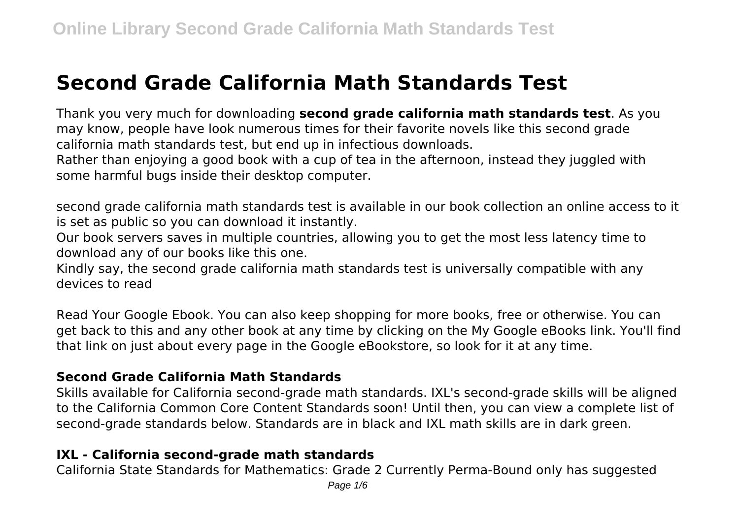# Second Grade California Math Standards Test

Thank you very much for downloading **second grade california math standards test**. As you may know, people have look numerous times for their favorite novels like this second grade california math standards test, but end up in infectious downloads.
Rather than enjoying a good book with a cup of tea in the afternoon, instead they juggled with some harmful bugs inside their desktop computer.

second grade california math standards test is available in our book collection an online access to it is set as public so you can download it instantly.
Our book servers saves in multiple countries, allowing you to get the most less latency time to download any of our books like this one.
Kindly say, the second grade california math standards test is universally compatible with any devices to read

Read Your Google Ebook. You can also keep shopping for more books, free or otherwise. You can get back to this and any other book at any time by clicking on the My Google eBooks link. You'll find that link on just about every page in the Google eBookstore, so look for it at any time.

### Second Grade California Math Standards

Skills available for California second-grade math standards. IXL's second-grade skills will be aligned to the California Common Core Content Standards soon! Until then, you can view a complete list of second-grade standards below. Standards are in black and IXL math skills are in dark green.

### IXL - California second-grade math standards

California State Standards for Mathematics: Grade 2 Currently Perma-Bound only has suggested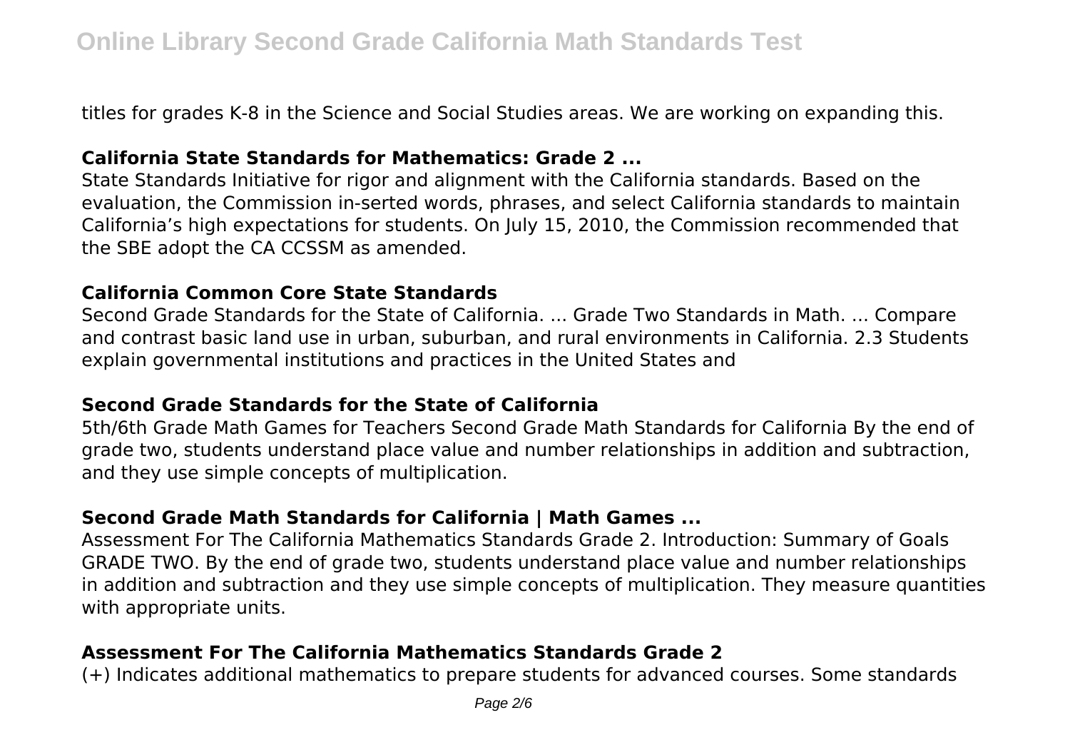titles for grades K-8 in the Science and Social Studies areas. We are working on expanding this.

### California State Standards for Mathematics: Grade 2 ...

State Standards Initiative for rigor and alignment with the California standards. Based on the evaluation, the Commission in-serted words, phrases, and select California standards to maintain California's high expectations for students. On July 15, 2010, the Commission recommended that the SBE adopt the CA CCSSM as amended.

### California Common Core State Standards

Second Grade Standards for the State of California. ... Grade Two Standards in Math. ... Compare and contrast basic land use in urban, suburban, and rural environments in California. 2.3 Students explain governmental institutions and practices in the United States and

### Second Grade Standards for the State of California

5th/6th Grade Math Games for Teachers Second Grade Math Standards for California By the end of grade two, students understand place value and number relationships in addition and subtraction, and they use simple concepts of multiplication.

### Second Grade Math Standards for California | Math Games ...

Assessment For The California Mathematics Standards Grade 2. Introduction: Summary of Goals GRADE TWO. By the end of grade two, students understand place value and number relationships in addition and subtraction and they use simple concepts of multiplication. They measure quantities with appropriate units.

### Assessment For The California Mathematics Standards Grade 2

(+) Indicates additional mathematics to prepare students for advanced courses. Some standards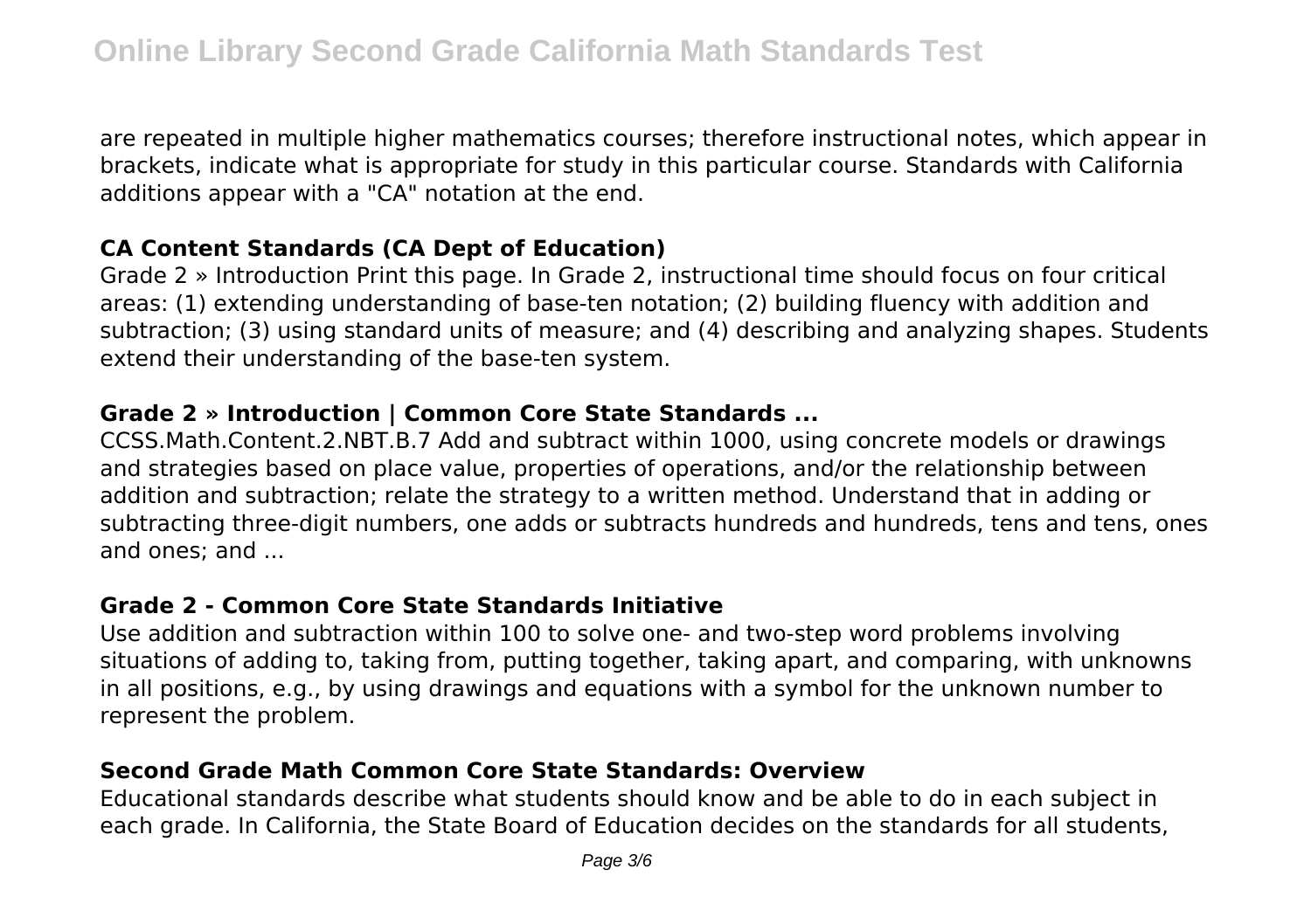are repeated in multiple higher mathematics courses; therefore instructional notes, which appear in brackets, indicate what is appropriate for study in this particular course. Standards with California additions appear with a "CA" notation at the end.

### CA Content Standards (CA Dept of Education)

Grade 2 » Introduction Print this page. In Grade 2, instructional time should focus on four critical areas: (1) extending understanding of base-ten notation; (2) building fluency with addition and subtraction; (3) using standard units of measure; and (4) describing and analyzing shapes. Students extend their understanding of the base-ten system.

### Grade 2 » Introduction | Common Core State Standards ...

CCSS.Math.Content.2.NBT.B.7 Add and subtract within 1000, using concrete models or drawings and strategies based on place value, properties of operations, and/or the relationship between addition and subtraction; relate the strategy to a written method. Understand that in adding or subtracting three-digit numbers, one adds or subtracts hundreds and hundreds, tens and tens, ones and ones; and ...

### Grade 2 - Common Core State Standards Initiative

Use addition and subtraction within 100 to solve one- and two-step word problems involving situations of adding to, taking from, putting together, taking apart, and comparing, with unknowns in all positions, e.g., by using drawings and equations with a symbol for the unknown number to represent the problem.

### Second Grade Math Common Core State Standards: Overview

Educational standards describe what students should know and be able to do in each subject in each grade. In California, the State Board of Education decides on the standards for all students,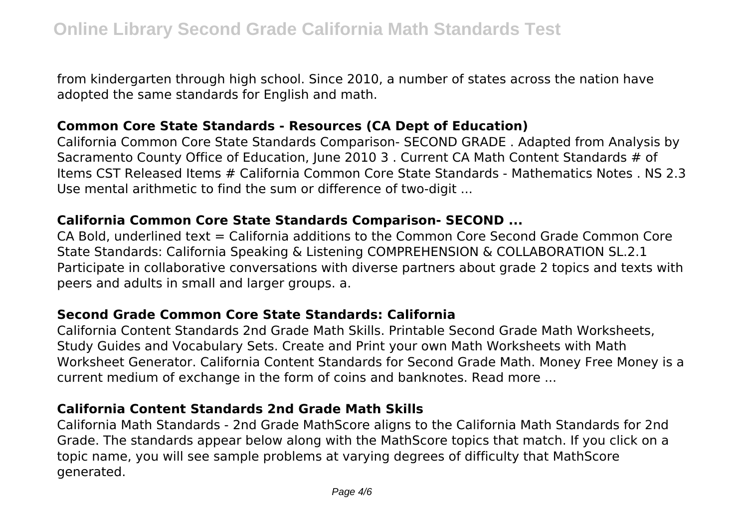from kindergarten through high school. Since 2010, a number of states across the nation have adopted the same standards for English and math.

### Common Core State Standards - Resources (CA Dept of Education)

California Common Core State Standards Comparison- SECOND GRADE . Adapted from Analysis by Sacramento County Office of Education, June 2010 3 . Current CA Math Content Standards # of Items CST Released Items # California Common Core State Standards - Mathematics Notes . NS 2.3 Use mental arithmetic to find the sum or difference of two-digit ...

### California Common Core State Standards Comparison- SECOND ...

CA Bold, underlined text = California additions to the Common Core Second Grade Common Core State Standards: California Speaking & Listening COMPREHENSION & COLLABORATION SL.2.1 Participate in collaborative conversations with diverse partners about grade 2 topics and texts with peers and adults in small and larger groups. a.

### Second Grade Common Core State Standards: California

California Content Standards 2nd Grade Math Skills. Printable Second Grade Math Worksheets, Study Guides and Vocabulary Sets. Create and Print your own Math Worksheets with Math Worksheet Generator. California Content Standards for Second Grade Math. Money Free Money is a current medium of exchange in the form of coins and banknotes. Read more ...

### California Content Standards 2nd Grade Math Skills

California Math Standards - 2nd Grade MathScore aligns to the California Math Standards for 2nd Grade. The standards appear below along with the MathScore topics that match. If you click on a topic name, you will see sample problems at varying degrees of difficulty that MathScore generated.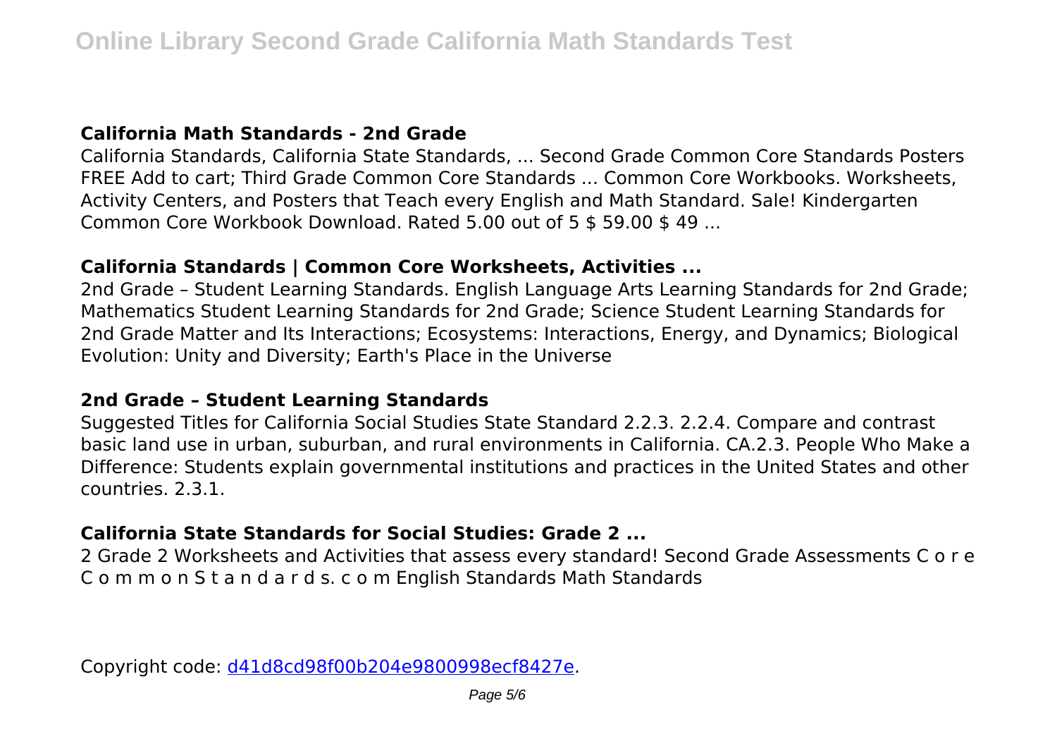### California Math Standards - 2nd Grade

California Standards, California State Standards, ... Second Grade Common Core Standards Posters FREE Add to cart; Third Grade Common Core Standards ... Common Core Workbooks. Worksheets, Activity Centers, and Posters that Teach every English and Math Standard. Sale! Kindergarten Common Core Workbook Download. Rated 5.00 out of 5 $ 59.00 $ 49 ...

### California Standards | Common Core Worksheets, Activities ...

2nd Grade – Student Learning Standards. English Language Arts Learning Standards for 2nd Grade; Mathematics Student Learning Standards for 2nd Grade; Science Student Learning Standards for 2nd Grade Matter and Its Interactions; Ecosystems: Interactions, Energy, and Dynamics; Biological Evolution: Unity and Diversity; Earth's Place in the Universe

### 2nd Grade – Student Learning Standards

Suggested Titles for California Social Studies State Standard 2.2.3. 2.2.4. Compare and contrast basic land use in urban, suburban, and rural environments in California. CA.2.3. People Who Make a Difference: Students explain governmental institutions and practices in the United States and other countries. 2.3.1.

### California State Standards for Social Studies: Grade 2 ...

2 Grade 2 Worksheets and Activities that assess every standard! Second Grade Assessments C o r e C o m m o n S t a n d a r d s. c o m English Standards Math Standards

Copyright code: d41d8cd98f00b204e9800998ecf8427e.